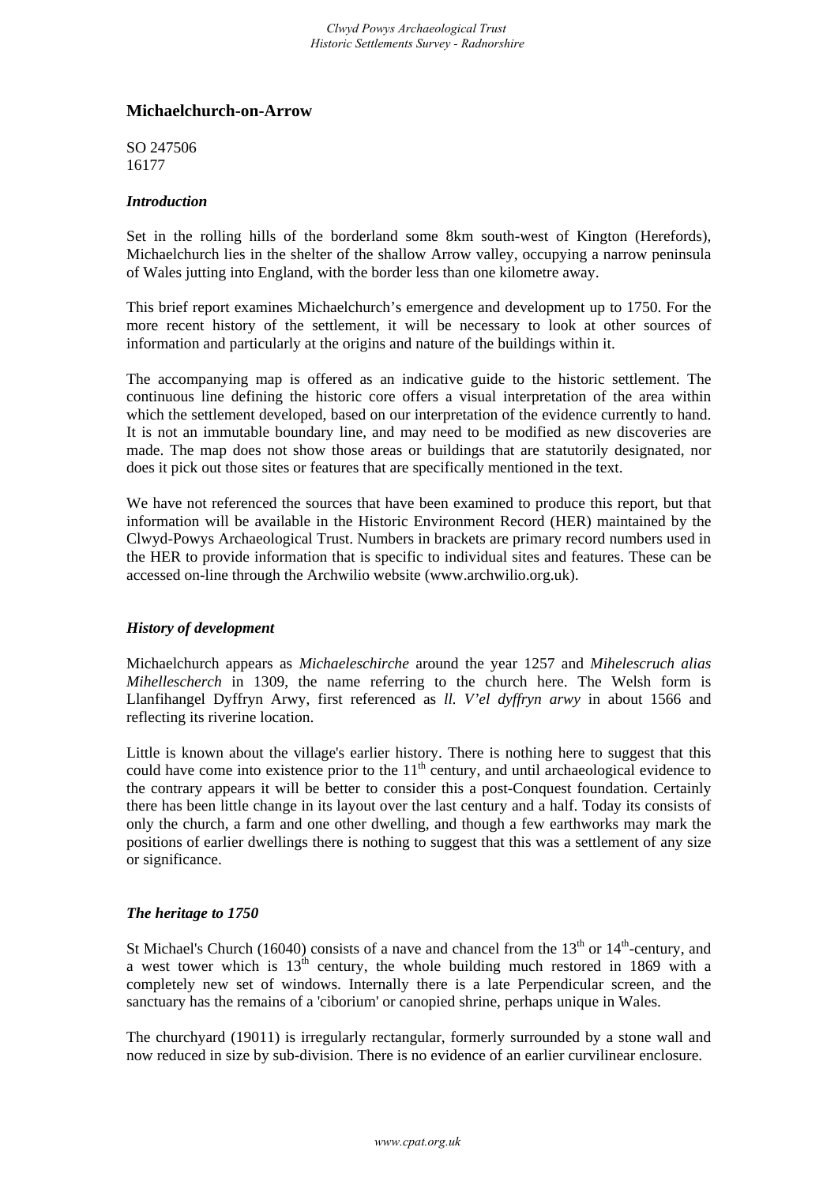# Michaelchurch-on-Arrow

SO 247506
16177

### *Introduction*

Set in the rolling hills of the borderland some 8km south-west of Kington (Herefords), Michaelchurch lies in the shelter of the shallow Arrow valley, occupying a narrow peninsula of Wales jutting into England, with the border less than one kilometre away.

This brief report examines Michaelchurch's emergence and development up to 1750. For the more recent history of the settlement, it will be necessary to look at other sources of information and particularly at the origins and nature of the buildings within it.

The accompanying map is offered as an indicative guide to the historic settlement. The continuous line defining the historic core offers a visual interpretation of the area within which the settlement developed, based on our interpretation of the evidence currently to hand. It is not an immutable boundary line, and may need to be modified as new discoveries are made. The map does not show those areas or buildings that are statutorily designated, nor does it pick out those sites or features that are specifically mentioned in the text.

We have not referenced the sources that have been examined to produce this report, but that information will be available in the Historic Environment Record (HER) maintained by the Clwyd-Powys Archaeological Trust. Numbers in brackets are primary record numbers used in the HER to provide information that is specific to individual sites and features. These can be accessed on-line through the Archwilio website (www.archwilio.org.uk).

### *History of development*

Michaelchurch appears as *Michaeleschirche* around the year 1257 and *Mihelescruch alias Mihellescherch* in 1309, the name referring to the church here. The Welsh form is Llanfihangel Dyffryn Arwy, first referenced as *ll. V'el dyffryn arwy* in about 1566 and reflecting its riverine location.

Little is known about the village's earlier history. There is nothing here to suggest that this could have come into existence prior to the 11th century, and until archaeological evidence to the contrary appears it will be better to consider this a post-Conquest foundation. Certainly there has been little change in its layout over the last century and a half. Today its consists of only the church, a farm and one other dwelling, and though a few earthworks may mark the positions of earlier dwellings there is nothing to suggest that this was a settlement of any size or significance.

### *The heritage to 1750*

St Michael's Church (16040) consists of a nave and chancel from the 13th or 14th-century, and a west tower which is 13th century, the whole building much restored in 1869 with a completely new set of windows. Internally there is a late Perpendicular screen, and the sanctuary has the remains of a 'ciborium' or canopied shrine, perhaps unique in Wales.

The churchyard (19011) is irregularly rectangular, formerly surrounded by a stone wall and now reduced in size by sub-division. There is no evidence of an earlier curvilinear enclosure.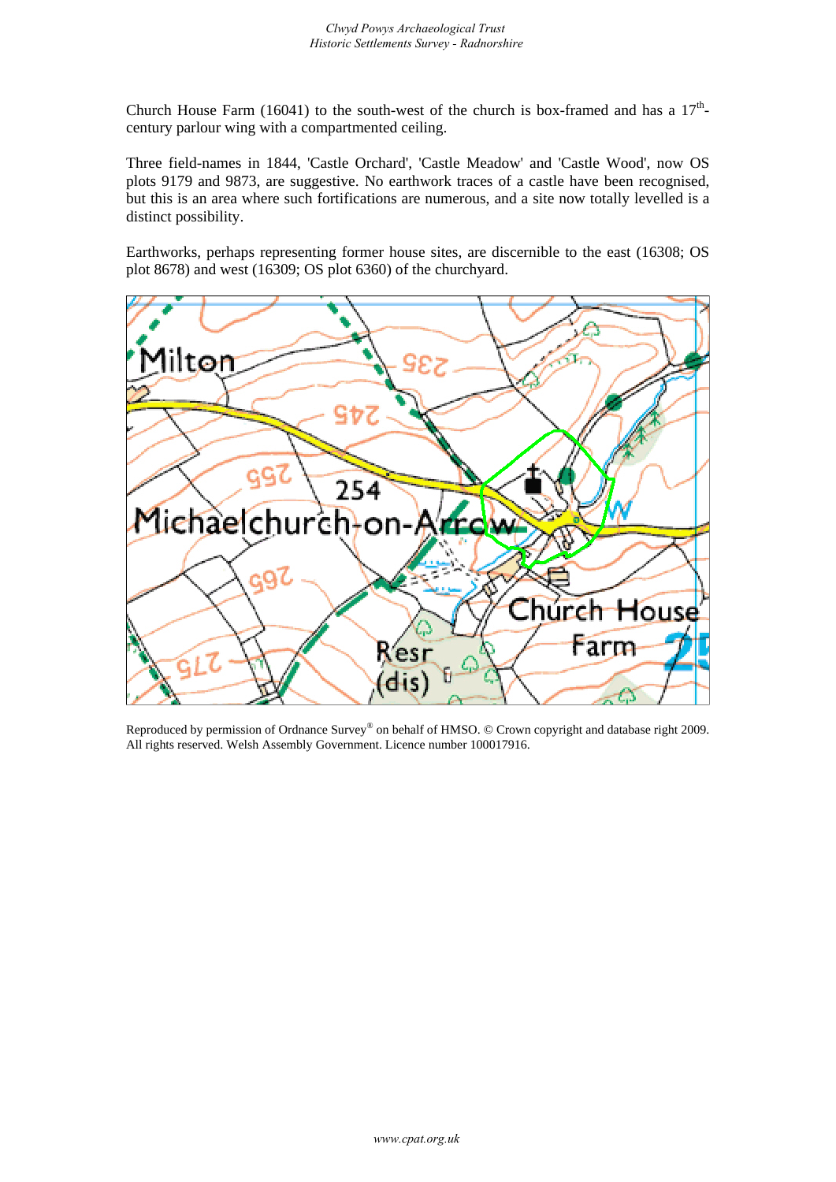Church House Farm (16041) to the south-west of the church is box-framed and has a 17th-century parlour wing with a compartmented ceiling.

Three field-names in 1844, 'Castle Orchard', 'Castle Meadow' and 'Castle Wood', now OS plots 9179 and 9873, are suggestive. No earthwork traces of a castle have been recognised, but this is an area where such fortifications are numerous, and a site now totally levelled is a distinct possibility.

Earthworks, perhaps representing former house sites, are discernible to the east (16308; OS plot 8678) and west (16309; OS plot 6360) of the churchyard.

Milton

235

245

255

254

Michaelchurch-on-Arrow

265

275

Church House

Farm

Resr

(dis)

Reproduced by permission of Ordnance Survey® on behalf of HMSO. © Crown copyright and database right 2009. All rights reserved. Welsh Assembly Government. Licence number 100017916.